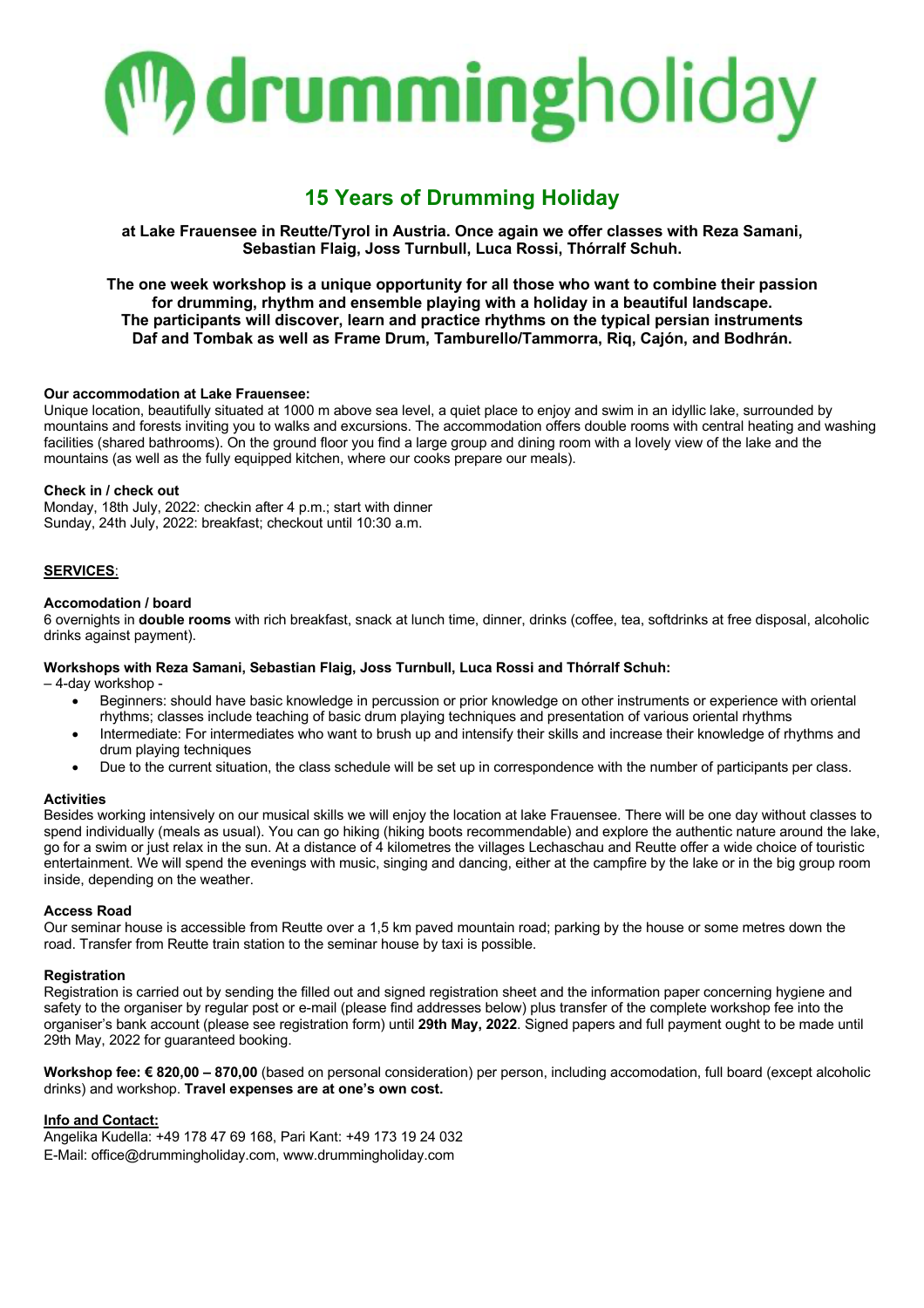# drummingholiday

## 15 Years of Drumming Holiday

**at Lake Frauensee in Reutte/Tyrol in Austria. Once again we offer classes with Reza Samani, Sebastian Flaig, Joss Turnbull, Luca Rossi, Thórralf Schuh.**

**The one week workshop is a unique opportunity for all those who want to combine their passion for drumming, rhythm and ensemble playing with a holiday in a beautiful landscape. The participants will discover, learn and practice rhythms on the typical persian instruments Daf and Tombak as well as Frame Drum, Tamburello/Tammorra, Riq, Cajón, and Bodhrán.**

**Our accommodation at Lake Frauensee:**
Unique location, beautifully situated at 1000 m above sea level, a quiet place to enjoy and swim in an idyllic lake, surrounded by mountains and forests inviting you to walks and excursions. The accommodation offers double rooms with central heating and washing facilities (shared bathrooms). On the ground floor you find a large group and dining room with a lovely view of the lake and the mountains (as well as the fully equipped kitchen, where our cooks prepare our meals).

**Check in / check out**
Monday, 18th July, 2022: checkin after 4 p.m.; start with dinner
Sunday, 24th July, 2022: breakfast; checkout until 10:30 a.m.

**<u>SERVICES</u>**:

**Accomodation / board**
6 overnights in **double rooms** with rich breakfast, snack at lunch time, dinner, drinks (coffee, tea, softdrinks at free disposal, alcoholic drinks against payment).

**Workshops with Reza Samani, Sebastian Flaig, Joss Turnbull, Luca Rossi and Thórralf Schuh:**
– 4-day workshop -

- Beginners: should have basic knowledge in percussion or prior knowledge on other instruments or experience with oriental rhythms; classes include teaching of basic drum playing techniques and presentation of various oriental rhythms
- Intermediate: For intermediates who want to brush up and intensify their skills and increase their knowledge of rhythms and drum playing techniques
- Due to the current situation, the class schedule will be set up in correspondence with the number of participants per class.

**Activities**
Besides working intensively on our musical skills we will enjoy the location at lake Frauensee. There will be one day without classes to spend individually (meals as usual). You can go hiking (hiking boots recommendable) and explore the authentic nature around the lake, go for a swim or just relax in the sun. At a distance of 4 kilometres the villages Lechaschau and Reutte offer a wide choice of touristic entertainment. We will spend the evenings with music, singing and dancing, either at the campfire by the lake or in the big group room inside, depending on the weather.

**Access Road**
Our seminar house is accessible from Reutte over a 1,5 km paved mountain road; parking by the house or some metres down the road. Transfer from Reutte train station to the seminar house by taxi is possible.

**Registration**
Registration is carried out by sending the filled out and signed registration sheet and the information paper concerning hygiene and safety to the organiser by regular post or e-mail (please find addresses below) plus transfer of the complete workshop fee into the organiser's bank account (please see registration form) until **29th May, 2022**. Signed papers and full payment ought to be made until 29th May, 2022 for guaranteed booking.

**Workshop fee: € 820,00 – 870,00** (based on personal consideration) per person, including accomodation, full board (except alcoholic drinks) and workshop. **Travel expenses are at one's own cost.**

**<u>Info and Contact:</u>**
Angelika Kudella: +49 178 47 69 168, Pari Kant: +49 173 19 24 032
E-Mail: office@drummingholiday.com, www.drummingholiday.com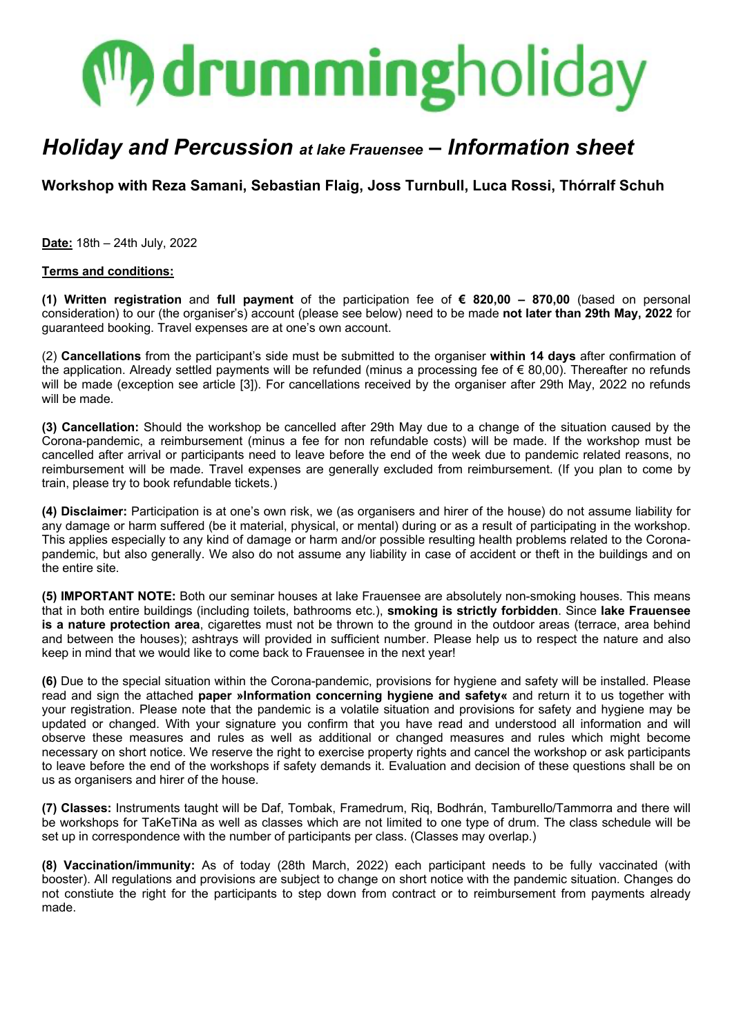# drumming holiday

## *Holiday and Percussion at lake Frauensee – Information sheet*

### Workshop with Reza Samani, Sebastian Flaig, Joss Turnbull, Luca Rossi, Thórralf Schuh

**Date:** 18th – 24th July, 2022

**Terms and conditions:**

**(1) Written registration** and **full payment** of the participation fee of **€ 820,00 – 870,00** (based on personal consideration) to our (the organiser's) account (please see below) need to be made **not later than 29th May, 2022** for guaranteed booking. Travel expenses are at one's own account.

(2) **Cancellations** from the participant's side must be submitted to the organiser **within 14 days** after confirmation of the application. Already settled payments will be refunded (minus a processing fee of € 80,00). Thereafter no refunds will be made (exception see article [3]). For cancellations received by the organiser after 29th May, 2022 no refunds will be made.

**(3) Cancellation:** Should the workshop be cancelled after 29th May due to a change of the situation caused by the Corona-pandemic, a reimbursement (minus a fee for non refundable costs) will be made. If the workshop must be cancelled after arrival or participants need to leave before the end of the week due to pandemic related reasons, no reimbursement will be made. Travel expenses are generally excluded from reimbursement. (If you plan to come by train, please try to book refundable tickets.)

**(4) Disclaimer:** Participation is at one's own risk, we (as organisers and hirer of the house) do not assume liability for any damage or harm suffered (be it material, physical, or mental) during or as a result of participating in the workshop. This applies especially to any kind of damage or harm and/or possible resulting health problems related to the Corona-pandemic, but also generally. We also do not assume any liability in case of accident or theft in the buildings and on the entire site.

**(5) IMPORTANT NOTE:** Both our seminar houses at lake Frauensee are absolutely non-smoking houses. This means that in both entire buildings (including toilets, bathrooms etc.), **smoking is strictly forbidden**. Since **lake Frauensee is a nature protection area**, cigarettes must not be thrown to the ground in the outdoor areas (terrace, area behind and between the houses); ashtrays will provided in sufficient number. Please help us to respect the nature and also keep in mind that we would like to come back to Frauensee in the next year!

**(6)** Due to the special situation within the Corona-pandemic, provisions for hygiene and safety will be installed. Please read and sign the attached **paper »Information concerning hygiene and safety«** and return it to us together with your registration. Please note that the pandemic is a volatile situation and provisions for safety and hygiene may be updated or changed. With your signature you confirm that you have read and understood all information and will observe these measures and rules as well as additional or changed measures and rules which might become necessary on short notice. We reserve the right to exercise property rights and cancel the workshop or ask participants to leave before the end of the workshops if safety demands it. Evaluation and decision of these questions shall be on us as organisers and hirer of the house.

**(7) Classes:** Instruments taught will be Daf, Tombak, Framedrum, Riq, Bodhrán, Tamburello/Tammorra and there will be workshops for TaKeTiNa as well as classes which are not limited to one type of drum. The class schedule will be set up in correspondence with the number of participants per class. (Classes may overlap.)

**(8) Vaccination/immunity:** As of today (28th March, 2022) each participant needs to be fully vaccinated (with booster). All regulations and provisions are subject to change on short notice with the pandemic situation. Changes do not constiute the right for the participants to step down from contract or to reimbursement from payments already made.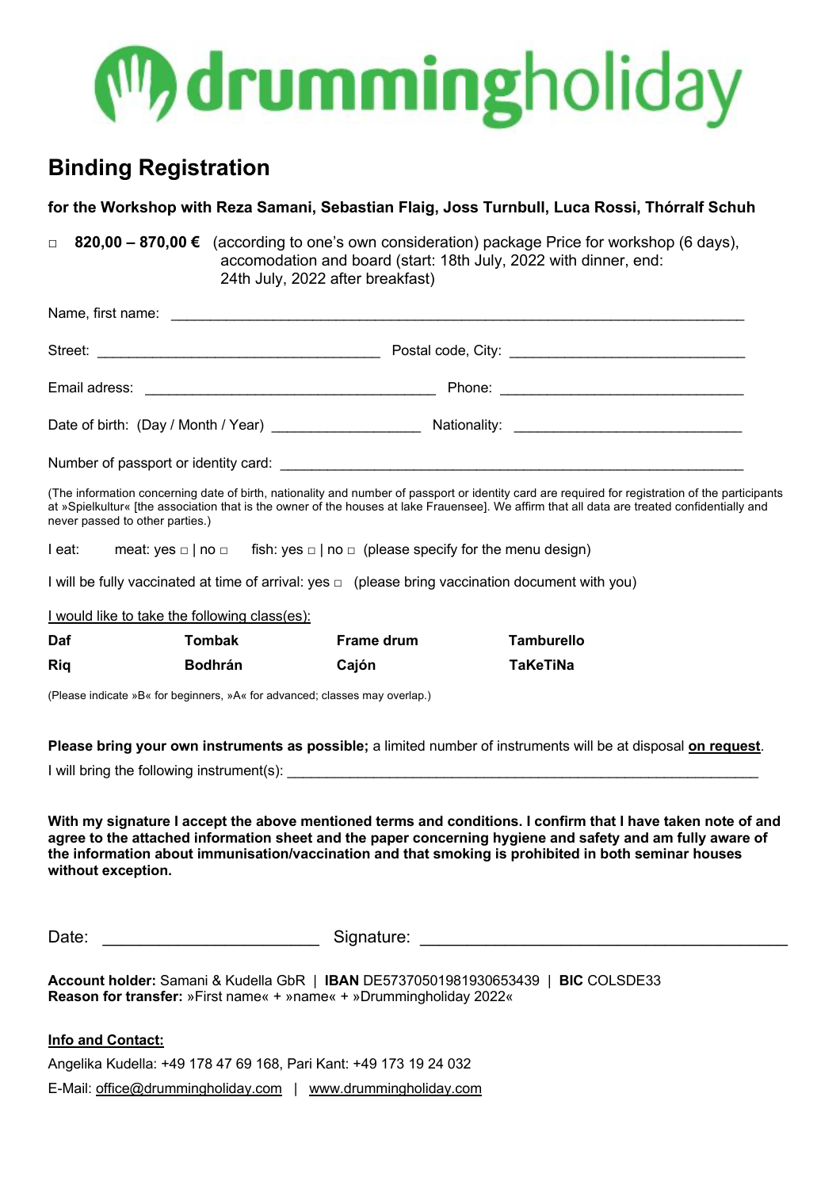# drummingholiday

## Binding Registration

**for the Workshop with Reza Samani, Sebastian Flaig, Joss Turnbull, Luca Rossi, Thórralf Schuh**

□ **820,00 – 870,00 €** (according to one's own consideration) package Price for workshop (6 days), accomodation and board (start: 18th July, 2022 with dinner, end: 24th July, 2022 after breakfast)

Name, first name: ______________________________________________

Street: ______________________ Postal code, City: ______________________

Email adress: ______________________ Phone: ______________________

Date of birth: (Day / Month / Year) ______________ Nationality: ______________________

Number of passport or identity card: ______________________________________

(The information concerning date of birth, nationality and number of passport or identity card are required for registration of the participants at »Spielkultur« [the association that is the owner of the houses at lake Frauensee]. We affirm that all data are treated confidentially and never passed to other parties.)

I eat: meat: yes □ | no □ fish: yes □ | no □ (please specify for the menu design)

I will be fully vaccinated at time of arrival: yes □ (please bring vaccination document with you)

I would like to take the following class(es):

| **Daf** | **Tombak** | **Frame drum** | **Tamburello** |
|---|---|---|---|
| **Riq** | **Bodhrán** | **Cajón** | **TaKeTiNa** |

(Please indicate »B« for beginners, »A« for advanced; classes may overlap.)

**Please bring your own instruments as possible;** a limited number of instruments will be at disposal **on request**.

I will bring the following instrument(s): ______________________________________

**With my signature I accept the above mentioned terms and conditions. I confirm that I have taken note of and agree to the attached information sheet and the paper concerning hygiene and safety and am fully aware of the information about immunisation/vaccination and that smoking is prohibited in both seminar houses without exception.**

Date: ______________________ Signature: ______________________________________

**Account holder:** Samani & Kudella GbR | **IBAN** DE57370501981930653439 | **BIC** COLSDE33
**Reason for transfer:** »First name« + »name« + »Drummingholiday 2022«

**Info and Contact:**

Angelika Kudella: +49 178 47 69 168, Pari Kant: +49 173 19 24 032

E-Mail: office@drummingholiday.com | www.drummingholiday.com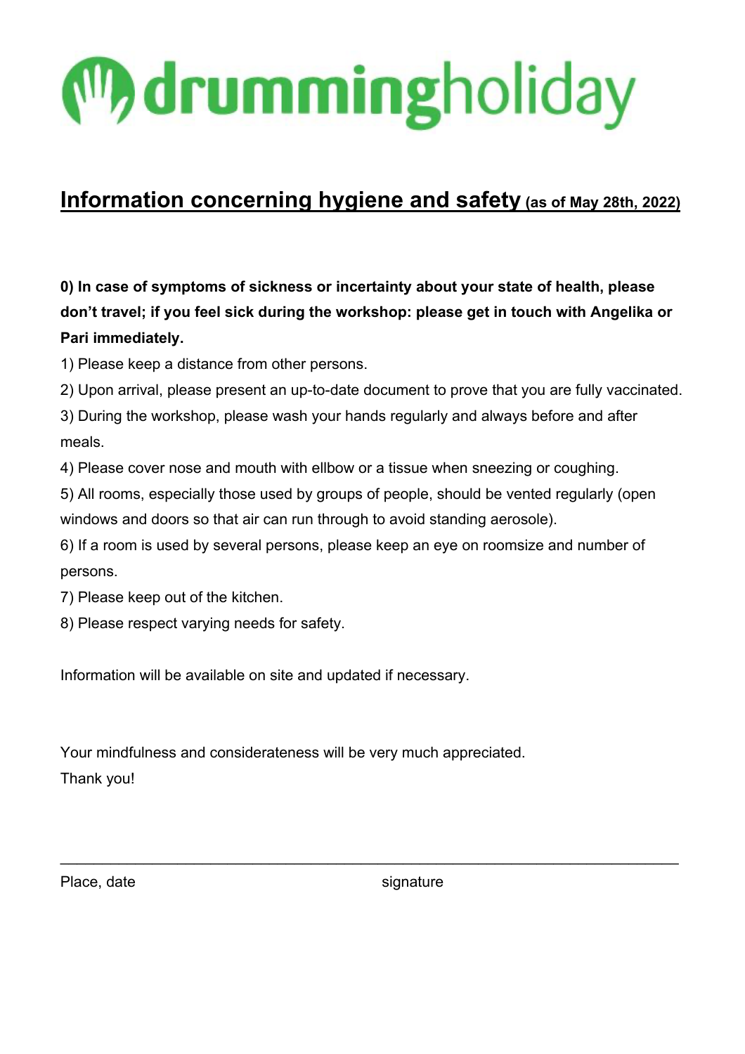drumming**holiday**

## <u>Information concerning hygiene and safety</u> **(as of May 28th, 2022)**

**0) In case of symptoms of sickness or incertainty about your state of health, please don't travel; if you feel sick during the workshop: please get in touch with Angelika or Pari immediately.**

1) Please keep a distance from other persons.

2) Upon arrival, please present an up-to-date document to prove that you are fully vaccinated.

3) During the workshop, please wash your hands regularly and always before and after meals.

4) Please cover nose and mouth with ellbow or a tissue when sneezing or coughing.

5) All rooms, especially those used by groups of people, should be vented regularly (open windows and doors so that air can run through to avoid standing aerosole).

6) If a room is used by several persons, please keep an eye on roomsize and number of persons.

7) Please keep out of the kitchen.

8) Please respect varying needs for safety.

Information will be available on site and updated if necessary.

Your mindfulness and considerateness will be very much appreciated.
Thank you!

---

Place, date signature